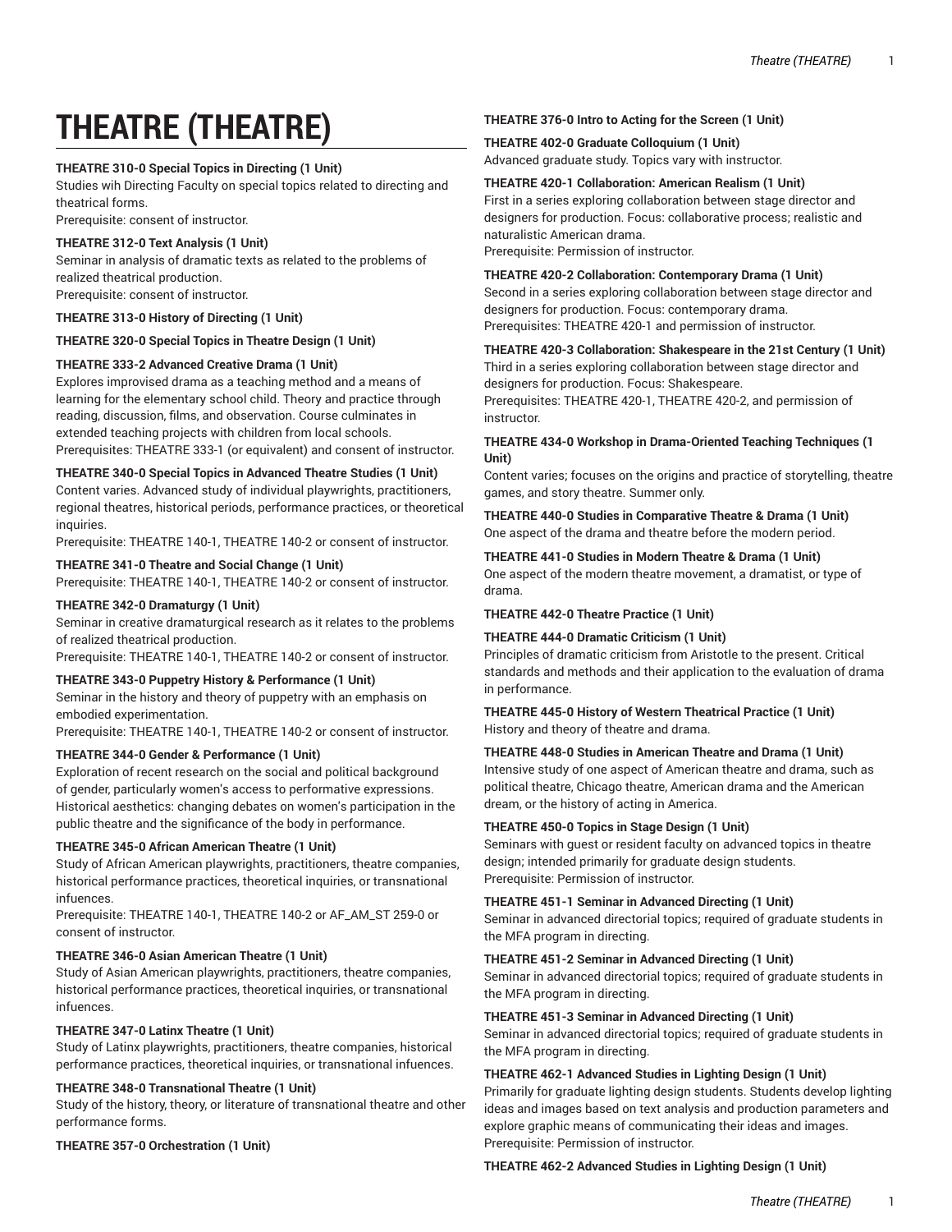# THEATRE (THEATRE)

**THEATRE 310-0 Special Topics in Directing (1 Unit)**
Studies wih Directing Faculty on special topics related to directing and theatrical forms.
Prerequisite: consent of instructor.

**THEATRE 312-0 Text Analysis (1 Unit)**
Seminar in analysis of dramatic texts as related to the problems of realized theatrical production.
Prerequisite: consent of instructor.

**THEATRE 313-0 History of Directing (1 Unit)**

**THEATRE 320-0 Special Topics in Theatre Design (1 Unit)**

**THEATRE 333-2 Advanced Creative Drama (1 Unit)**
Explores improvised drama as a teaching method and a means of learning for the elementary school child. Theory and practice through reading, discussion, films, and observation. Course culminates in extended teaching projects with children from local schools.
Prerequisites: THEATRE 333-1 (or equivalent) and consent of instructor.

**THEATRE 340-0 Special Topics in Advanced Theatre Studies (1 Unit)**
Content varies. Advanced study of individual playwrights, practitioners, regional theatres, historical periods, performance practices, or theoretical inquiries.
Prerequisite: THEATRE 140-1, THEATRE 140-2 or consent of instructor.

**THEATRE 341-0 Theatre and Social Change (1 Unit)**
Prerequisite: THEATRE 140-1, THEATRE 140-2 or consent of instructor.

**THEATRE 342-0 Dramaturgy (1 Unit)**
Seminar in creative dramaturgical research as it relates to the problems of realized theatrical production.
Prerequisite: THEATRE 140-1, THEATRE 140-2 or consent of instructor.

**THEATRE 343-0 Puppetry History & Performance (1 Unit)**
Seminar in the history and theory of puppetry with an emphasis on embodied experimentation.
Prerequisite: THEATRE 140-1, THEATRE 140-2 or consent of instructor.

**THEATRE 344-0 Gender & Performance (1 Unit)**
Exploration of recent research on the social and political background of gender, particularly women's access to performative expressions. Historical aesthetics: changing debates on women's participation in the public theatre and the significance of the body in performance.

**THEATRE 345-0 African American Theatre (1 Unit)**
Study of African American playwrights, practitioners, theatre companies, historical performance practices, theoretical inquiries, or transnational infuences.
Prerequisite: THEATRE 140-1, THEATRE 140-2 or AF_AM_ST 259-0 or consent of instructor.

**THEATRE 346-0 Asian American Theatre (1 Unit)**
Study of Asian American playwrights, practitioners, theatre companies, historical performance practices, theoretical inquiries, or transnational infuences.

**THEATRE 347-0 Latinx Theatre (1 Unit)**
Study of Latinx playwrights, practitioners, theatre companies, historical performance practices, theoretical inquiries, or transnational infuences.

**THEATRE 348-0 Transnational Theatre (1 Unit)**
Study of the history, theory, or literature of transnational theatre and other performance forms.

**THEATRE 357-0 Orchestration (1 Unit)**

**THEATRE 376-0 Intro to Acting for the Screen (1 Unit)**

**THEATRE 402-0 Graduate Colloquium (1 Unit)**
Advanced graduate study. Topics vary with instructor.

**THEATRE 420-1 Collaboration: American Realism (1 Unit)**
First in a series exploring collaboration between stage director and designers for production. Focus: collaborative process; realistic and naturalistic American drama.
Prerequisite: Permission of instructor.

**THEATRE 420-2 Collaboration: Contemporary Drama (1 Unit)**
Second in a series exploring collaboration between stage director and designers for production. Focus: contemporary drama.
Prerequisites: THEATRE 420-1 and permission of instructor.

**THEATRE 420-3 Collaboration: Shakespeare in the 21st Century (1 Unit)**
Third in a series exploring collaboration between stage director and designers for production. Focus: Shakespeare.
Prerequisites: THEATRE 420-1, THEATRE 420-2, and permission of instructor.

**THEATRE 434-0 Workshop in Drama-Oriented Teaching Techniques (1 Unit)**
Content varies; focuses on the origins and practice of storytelling, theatre games, and story theatre. Summer only.

**THEATRE 440-0 Studies in Comparative Theatre & Drama (1 Unit)**
One aspect of the drama and theatre before the modern period.

**THEATRE 441-0 Studies in Modern Theatre & Drama (1 Unit)**
One aspect of the modern theatre movement, a dramatist, or type of drama.

**THEATRE 442-0 Theatre Practice (1 Unit)**

**THEATRE 444-0 Dramatic Criticism (1 Unit)**
Principles of dramatic criticism from Aristotle to the present. Critical standards and methods and their application to the evaluation of drama in performance.

**THEATRE 445-0 History of Western Theatrical Practice (1 Unit)**
History and theory of theatre and drama.

**THEATRE 448-0 Studies in American Theatre and Drama (1 Unit)**
Intensive study of one aspect of American theatre and drama, such as political theatre, Chicago theatre, American drama and the American dream, or the history of acting in America.

**THEATRE 450-0 Topics in Stage Design (1 Unit)**
Seminars with guest or resident faculty on advanced topics in theatre design; intended primarily for graduate design students.
Prerequisite: Permission of instructor.

**THEATRE 451-1 Seminar in Advanced Directing (1 Unit)**
Seminar in advanced directorial topics; required of graduate students in the MFA program in directing.

**THEATRE 451-2 Seminar in Advanced Directing (1 Unit)**
Seminar in advanced directorial topics; required of graduate students in the MFA program in directing.

**THEATRE 451-3 Seminar in Advanced Directing (1 Unit)**
Seminar in advanced directorial topics; required of graduate students in the MFA program in directing.

**THEATRE 462-1 Advanced Studies in Lighting Design (1 Unit)**
Primarily for graduate lighting design students. Students develop lighting ideas and images based on text analysis and production parameters and explore graphic means of communicating their ideas and images.
Prerequisite: Permission of instructor.

**THEATRE 462-2 Advanced Studies in Lighting Design (1 Unit)**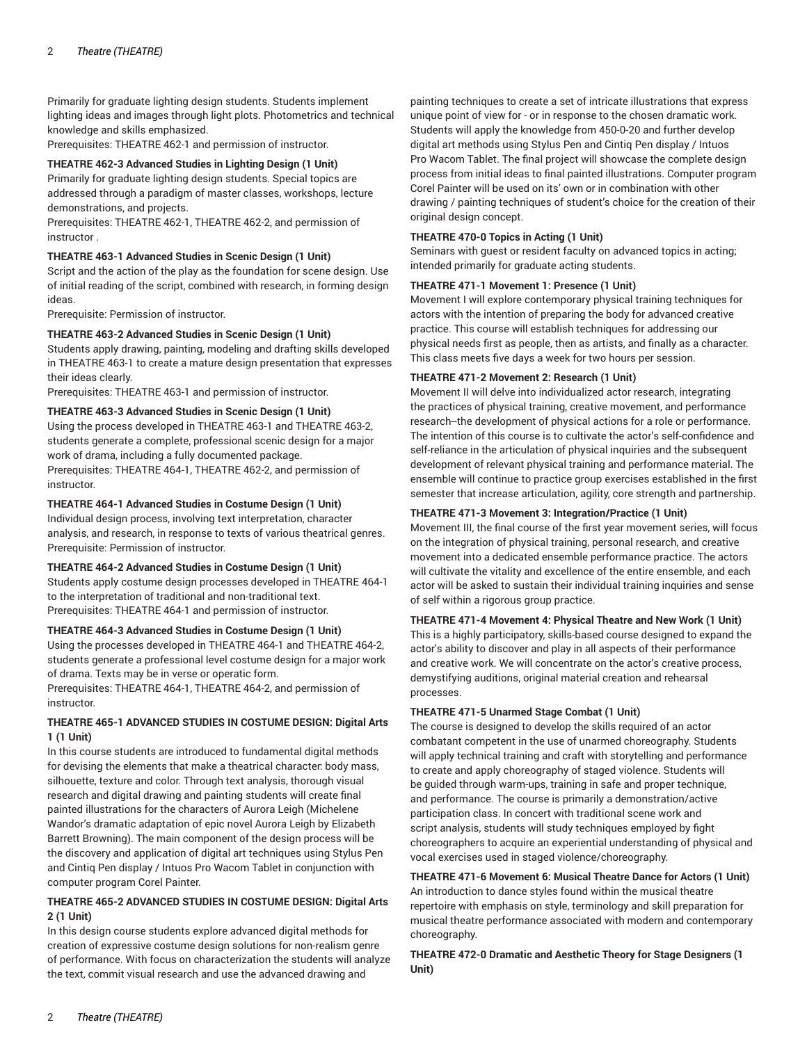Primarily for graduate lighting design students. Students implement lighting ideas and images through light plots. Photometrics and technical knowledge and skills emphasized.
Prerequisites: THEATRE 462-1 and permission of instructor.

**THEATRE 462-3 Advanced Studies in Lighting Design (1 Unit)**
Primarily for graduate lighting design students. Special topics are addressed through a paradigm of master classes, workshops, lecture demonstrations, and projects.
Prerequisites: THEATRE 462-1, THEATRE 462-2, and permission of instructor .

**THEATRE 463-1 Advanced Studies in Scenic Design (1 Unit)**
Script and the action of the play as the foundation for scene design. Use of initial reading of the script, combined with research, in forming design ideas.
Prerequisite: Permission of instructor.

**THEATRE 463-2 Advanced Studies in Scenic Design (1 Unit)**
Students apply drawing, painting, modeling and drafting skills developed in THEATRE 463-1 to create a mature design presentation that expresses their ideas clearly.
Prerequisites: THEATRE 463-1 and permission of instructor.

**THEATRE 463-3 Advanced Studies in Scenic Design (1 Unit)**
Using the process developed in THEATRE 463-1 and THEATRE 463-2, students generate a complete, professional scenic design for a major work of drama, including a fully documented package.
Prerequisites: THEATRE 464-1, THEATRE 462-2, and permission of instructor.

**THEATRE 464-1 Advanced Studies in Costume Design (1 Unit)**
Individual design process, involving text interpretation, character analysis, and research, in response to texts of various theatrical genres.
Prerequisite: Permission of instructor.

**THEATRE 464-2 Advanced Studies in Costume Design (1 Unit)**
Students apply costume design processes developed in THEATRE 464-1 to the interpretation of traditional and non-traditional text.
Prerequisites: THEATRE 464-1 and permission of instructor.

**THEATRE 464-3 Advanced Studies in Costume Design (1 Unit)**
Using the processes developed in THEATRE 464-1 and THEATRE 464-2, students generate a professional level costume design for a major work of drama. Texts may be in verse or operatic form.
Prerequisites: THEATRE 464-1, THEATRE 464-2, and permission of instructor.

**THEATRE 465-1 ADVANCED STUDIES IN COSTUME DESIGN: Digital Arts 1 (1 Unit)**
In this course students are introduced to fundamental digital methods for devising the elements that make a theatrical character: body mass, silhouette, texture and color. Through text analysis, thorough visual research and digital drawing and painting students will create final painted illustrations for the characters of Aurora Leigh (Michelene Wandor's dramatic adaptation of epic novel Aurora Leigh by Elizabeth Barrett Browning). The main component of the design process will be the discovery and application of digital art techniques using Stylus Pen and Cintiq Pen display / Intuos Pro Wacom Tablet in conjunction with computer program Corel Painter.

**THEATRE 465-2 ADVANCED STUDIES IN COSTUME DESIGN: Digital Arts 2 (1 Unit)**
In this design course students explore advanced digital methods for creation of expressive costume design solutions for non-realism genre of performance. With focus on characterization the students will analyze the text, commit visual research and use the advanced drawing and painting techniques to create a set of intricate illustrations that express unique point of view for - or in response to the chosen dramatic work. Students will apply the knowledge from 450-0-20 and further develop digital art methods using Stylus Pen and Cintiq Pen display / Intuos Pro Wacom Tablet. The final project will showcase the complete design process from initial ideas to final painted illustrations. Computer program Corel Painter will be used on its' own or in combination with other drawing / painting techniques of student's choice for the creation of their original design concept.

**THEATRE 470-0 Topics in Acting (1 Unit)**
Seminars with guest or resident faculty on advanced topics in acting; intended primarily for graduate acting students.

**THEATRE 471-1 Movement 1: Presence (1 Unit)**
Movement I will explore contemporary physical training techniques for actors with the intention of preparing the body for advanced creative practice. This course will establish techniques for addressing our physical needs first as people, then as artists, and finally as a character. This class meets five days a week for two hours per session.

**THEATRE 471-2 Movement 2: Research (1 Unit)**
Movement II will delve into individualized actor research, integrating the practices of physical training, creative movement, and performance research--the development of physical actions for a role or performance. The intention of this course is to cultivate the actor's self-confidence and self-reliance in the articulation of physical inquiries and the subsequent development of relevant physical training and performance material. The ensemble will continue to practice group exercises established in the first semester that increase articulation, agility, core strength and partnership.

**THEATRE 471-3 Movement 3: Integration/Practice (1 Unit)**
Movement III, the final course of the first year movement series, will focus on the integration of physical training, personal research, and creative movement into a dedicated ensemble performance practice. The actors will cultivate the vitality and excellence of the entire ensemble, and each actor will be asked to sustain their individual training inquiries and sense of self within a rigorous group practice.

**THEATRE 471-4 Movement 4: Physical Theatre and New Work (1 Unit)**
This is a highly participatory, skills-based course designed to expand the actor's ability to discover and play in all aspects of their performance and creative work. We will concentrate on the actor's creative process, demystifying auditions, original material creation and rehearsal processes.

**THEATRE 471-5 Unarmed Stage Combat (1 Unit)**
The course is designed to develop the skills required of an actor combatant competent in the use of unarmed choreography. Students will apply technical training and craft with storytelling and performance to create and apply choreography of staged violence. Students will be guided through warm-ups, training in safe and proper technique, and performance. The course is primarily a demonstration/active participation class. In concert with traditional scene work and script analysis, students will study techniques employed by fight choreographers to acquire an experiential understanding of physical and vocal exercises used in staged violence/choreography.

**THEATRE 471-6 Movement 6: Musical Theatre Dance for Actors (1 Unit)**
An introduction to dance styles found within the musical theatre repertoire with emphasis on style, terminology and skill preparation for musical theatre performance associated with modern and contemporary choreography.

**THEATRE 472-0 Dramatic and Aesthetic Theory for Stage Designers (1 Unit)**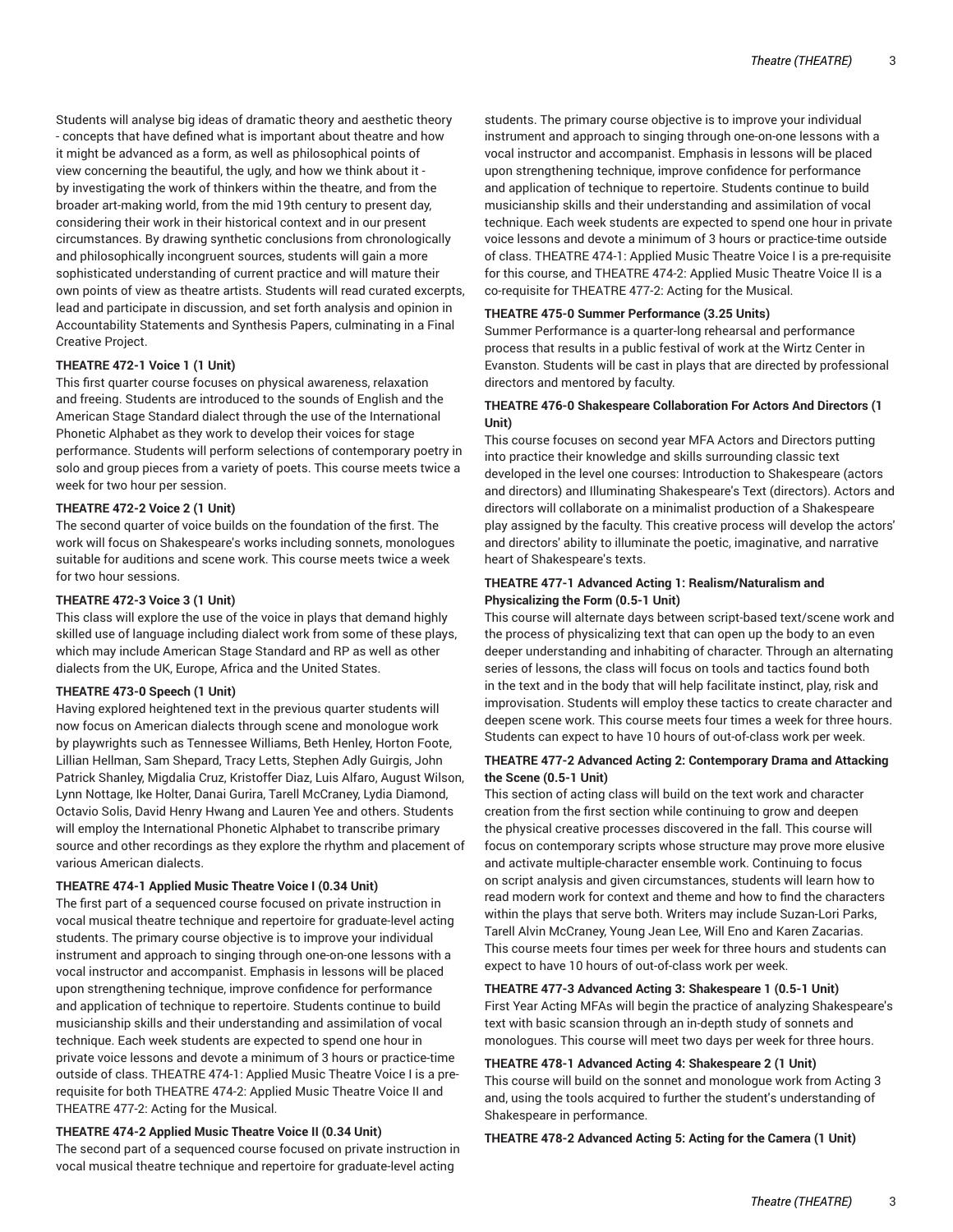Students will analyse big ideas of dramatic theory and aesthetic theory - concepts that have defined what is important about theatre and how it might be advanced as a form, as well as philosophical points of view concerning the beautiful, the ugly, and how we think about it - by investigating the work of thinkers within the theatre, and from the broader art-making world, from the mid 19th century to present day, considering their work in their historical context and in our present circumstances. By drawing synthetic conclusions from chronologically and philosophically incongruent sources, students will gain a more sophisticated understanding of current practice and will mature their own points of view as theatre artists. Students will read curated excerpts, lead and participate in discussion, and set forth analysis and opinion in Accountability Statements and Synthesis Papers, culminating in a Final Creative Project.

**THEATRE 472-1 Voice 1 (1 Unit)**
This first quarter course focuses on physical awareness, relaxation and freeing. Students are introduced to the sounds of English and the American Stage Standard dialect through the use of the International Phonetic Alphabet as they work to develop their voices for stage performance. Students will perform selections of contemporary poetry in solo and group pieces from a variety of poets. This course meets twice a week for two hour per session.

**THEATRE 472-2 Voice 2 (1 Unit)**
The second quarter of voice builds on the foundation of the first. The work will focus on Shakespeare's works including sonnets, monologues suitable for auditions and scene work. This course meets twice a week for two hour sessions.

**THEATRE 472-3 Voice 3 (1 Unit)**
This class will explore the use of the voice in plays that demand highly skilled use of language including dialect work from some of these plays, which may include American Stage Standard and RP as well as other dialects from the UK, Europe, Africa and the United States.

**THEATRE 473-0 Speech (1 Unit)**
Having explored heightened text in the previous quarter students will now focus on American dialects through scene and monologue work by playwrights such as Tennessee Williams, Beth Henley, Horton Foote, Lillian Hellman, Sam Shepard, Tracy Letts, Stephen Adly Guirgis, John Patrick Shanley, Migdalia Cruz, Kristoffer Diaz, Luis Alfaro, August Wilson, Lynn Nottage, Ike Holter, Danai Gurira, Tarell McCraney, Lydia Diamond, Octavio Solis, David Henry Hwang and Lauren Yee and others. Students will employ the International Phonetic Alphabet to transcribe primary source and other recordings as they explore the rhythm and placement of various American dialects.

**THEATRE 474-1 Applied Music Theatre Voice I (0.34 Unit)**
The first part of a sequenced course focused on private instruction in vocal musical theatre technique and repertoire for graduate-level acting students. The primary course objective is to improve your individual instrument and approach to singing through one-on-one lessons with a vocal instructor and accompanist. Emphasis in lessons will be placed upon strengthening technique, improve confidence for performance and application of technique to repertoire. Students continue to build musicianship skills and their understanding and assimilation of vocal technique. Each week students are expected to spend one hour in private voice lessons and devote a minimum of 3 hours or practice-time outside of class. THEATRE 474-1: Applied Music Theatre Voice I is a pre-requisite for both THEATRE 474-2: Applied Music Theatre Voice II and THEATRE 477-2: Acting for the Musical.

**THEATRE 474-2 Applied Music Theatre Voice II (0.34 Unit)**
The second part of a sequenced course focused on private instruction in vocal musical theatre technique and repertoire for graduate-level acting students. The primary course objective is to improve your individual instrument and approach to singing through one-on-one lessons with a vocal instructor and accompanist. Emphasis in lessons will be placed upon strengthening technique, improve confidence for performance and application of technique to repertoire. Students continue to build musicianship skills and their understanding and assimilation of vocal technique. Each week students are expected to spend one hour in private voice lessons and devote a minimum of 3 hours or practice-time outside of class. THEATRE 474-1: Applied Music Theatre Voice I is a pre-requisite for this course, and THEATRE 474-2: Applied Music Theatre Voice II is a co-requisite for THEATRE 477-2: Acting for the Musical.

**THEATRE 475-0 Summer Performance (3.25 Units)**
Summer Performance is a quarter-long rehearsal and performance process that results in a public festival of work at the Wirtz Center in Evanston. Students will be cast in plays that are directed by professional directors and mentored by faculty.

**THEATRE 476-0 Shakespeare Collaboration For Actors And Directors (1 Unit)**
This course focuses on second year MFA Actors and Directors putting into practice their knowledge and skills surrounding classic text developed in the level one courses: Introduction to Shakespeare (actors and directors) and Illuminating Shakespeare's Text (directors). Actors and directors will collaborate on a minimalist production of a Shakespeare play assigned by the faculty. This creative process will develop the actors' and directors' ability to illuminate the poetic, imaginative, and narrative heart of Shakespeare's texts.

**THEATRE 477-1 Advanced Acting 1: Realism/Naturalism and Physicalizing the Form (0.5-1 Unit)**
This course will alternate days between script-based text/scene work and the process of physicalizing text that can open up the body to an even deeper understanding and inhabiting of character. Through an alternating series of lessons, the class will focus on tools and tactics found both in the text and in the body that will help facilitate instinct, play, risk and improvisation. Students will employ these tactics to create character and deepen scene work. This course meets four times a week for three hours. Students can expect to have 10 hours of out-of-class work per week.

**THEATRE 477-2 Advanced Acting 2: Contemporary Drama and Attacking the Scene (0.5-1 Unit)**
This section of acting class will build on the text work and character creation from the first section while continuing to grow and deepen the physical creative processes discovered in the fall. This course will focus on contemporary scripts whose structure may prove more elusive and activate multiple-character ensemble work. Continuing to focus on script analysis and given circumstances, students will learn how to read modern work for context and theme and how to find the characters within the plays that serve both. Writers may include Suzan-Lori Parks, Tarell Alvin McCraney, Young Jean Lee, Will Eno and Karen Zacarias. This course meets four times per week for three hours and students can expect to have 10 hours of out-of-class work per week.

**THEATRE 477-3 Advanced Acting 3: Shakespeare 1 (0.5-1 Unit)**
First Year Acting MFAs will begin the practice of analyzing Shakespeare's text with basic scansion through an in-depth study of sonnets and monologues. This course will meet two days per week for three hours.

**THEATRE 478-1 Advanced Acting 4: Shakespeare 2 (1 Unit)**
This course will build on the sonnet and monologue work from Acting 3 and, using the tools acquired to further the student's understanding of Shakespeare in performance.

**THEATRE 478-2 Advanced Acting 5: Acting for the Camera (1 Unit)**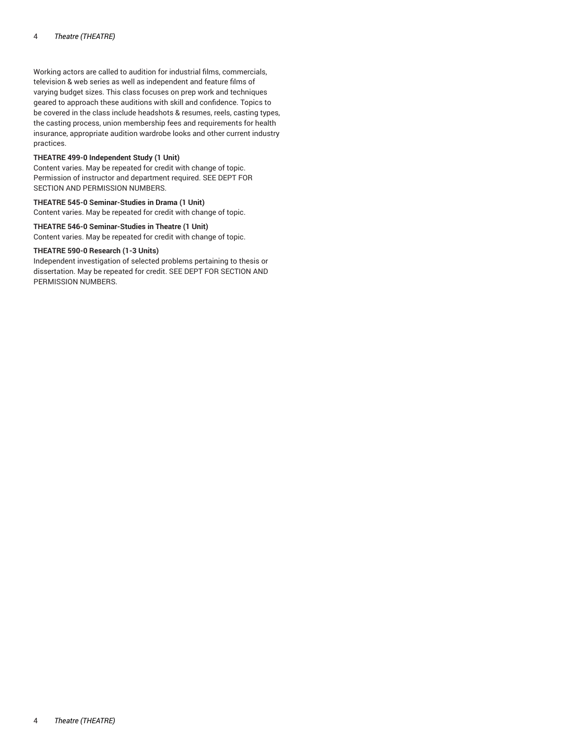Working actors are called to audition for industrial films, commercials, television & web series as well as independent and feature films of varying budget sizes. This class focuses on prep work and techniques geared to approach these auditions with skill and confidence. Topics to be covered in the class include headshots & resumes, reels, casting types, the casting process, union membership fees and requirements for health insurance, appropriate audition wardrobe looks and other current industry practices.

**THEATRE 499-0 Independent Study (1 Unit)**
Content varies. May be repeated for credit with change of topic. Permission of instructor and department required. SEE DEPT FOR SECTION AND PERMISSION NUMBERS.

**THEATRE 545-0 Seminar-Studies in Drama (1 Unit)**
Content varies. May be repeated for credit with change of topic.

**THEATRE 546-0 Seminar-Studies in Theatre (1 Unit)**
Content varies. May be repeated for credit with change of topic.

**THEATRE 590-0 Research (1-3 Units)**
Independent investigation of selected problems pertaining to thesis or dissertation. May be repeated for credit. SEE DEPT FOR SECTION AND PERMISSION NUMBERS.